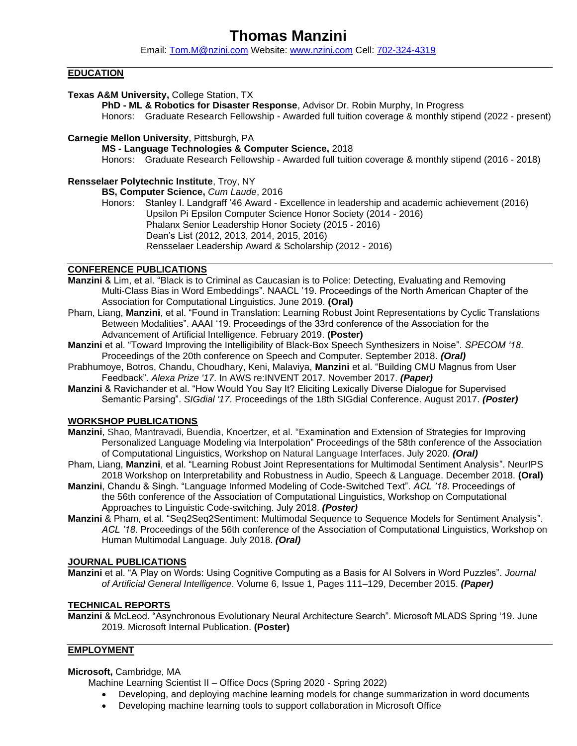# Thomas Manzini

Email: [Tom.M@nzini.com](mailto:Tom.M@nzini.com) Website: [www.nzini.com](http://www.nzini.com) Cell: [702-324-4319](tel:702-324-4319)

## EDUCATION

**Texas A&M University,** College Station, TX

**PhD - ML & Robotics for Disaster Response**, Advisor Dr. Robin Murphy, In Progress

Honors: Graduate Research Fellowship - Awarded full tuition coverage & monthly stipend (2022 - present)

**Carnegie Mellon University**, Pittsburgh, PA

**MS - Language Technologies & Computer Science,** 2018

Honors: Graduate Research Fellowship - Awarded full tuition coverage & monthly stipend (2016 - 2018)

**Rensselaer Polytechnic Institute**, Troy, NY

**BS, Computer Science,** *Cum Laude*, 2016

Honors: Stanley I. Landgraff '46 Award - Excellence in leadership and academic achievement (2016)
Upsilon Pi Epsilon Computer Science Honor Society (2014 - 2016)
Phalanx Senior Leadership Honor Society (2015 - 2016)
Dean's List (2012, 2013, 2014, 2015, 2016)
Rensselaer Leadership Award & Scholarship (2012 - 2016)

## CONFERENCE PUBLICATIONS

**Manzini** & Lim, et al. "Black is to Criminal as Caucasian is to Police: Detecting, Evaluating and Removing Multi-Class Bias in Word Embeddings". NAACL '19. Proceedings of the North American Chapter of the Association for Computational Linguistics. June 2019. **(Oral)**

Pham, Liang, **Manzini**, et al. "Found in Translation: Learning Robust Joint Representations by Cyclic Translations Between Modalities". AAAI '19. Proceedings of the 33rd conference of the Association for the Advancement of Artificial Intelligence. February 2019. **(Poster)**

**Manzini** et al. "Toward Improving the Intelligibility of Black-Box Speech Synthesizers in Noise". *SPECOM '18*. Proceedings of the 20th conference on Speech and Computer. September 2018. ***(Oral)***

Prabhumoye, Botros, Chandu, Choudhary, Keni, Malaviya, **Manzini** et al. "Building CMU Magnus from User Feedback". *Alexa Prize '17*. In AWS re:INVENT 2017. November 2017. ***(Paper)***

**Manzini** & Ravichander et al. "How Would You Say It? Eliciting Lexically Diverse Dialogue for Supervised Semantic Parsing". *SIGdial '17*. Proceedings of the 18th SIGdial Conference. August 2017. ***(Poster)***

## WORKSHOP PUBLICATIONS

**Manzini**, Shao, Mantravadi, Buendia, Knoertzer, et al. "Examination and Extension of Strategies for Improving Personalized Language Modeling via Interpolation" Proceedings of the 58th conference of the Association of Computational Linguistics, Workshop on Natural Language Interfaces. July 2020. ***(Oral)***

Pham, Liang, **Manzini**, et al. "Learning Robust Joint Representations for Multimodal Sentiment Analysis". NeurIPS 2018 Workshop on Interpretability and Robustness in Audio, Speech & Language. December 2018. **(Oral)**

**Manzini**, Chandu & Singh. "Language Informed Modeling of Code-Switched Text". *ACL '18*. Proceedings of the 56th conference of the Association of Computational Linguistics, Workshop on Computational Approaches to Linguistic Code-switching. July 2018. ***(Poster)***

**Manzini** & Pham, et al. "Seq2Seq2Sentiment: Multimodal Sequence to Sequence Models for Sentiment Analysis". *ACL '18*. Proceedings of the 56th conference of the Association of Computational Linguistics, Workshop on Human Multimodal Language. July 2018. ***(Oral)***

## JOURNAL PUBLICATIONS

**Manzini** et al. "A Play on Words: Using Cognitive Computing as a Basis for AI Solvers in Word Puzzles". *Journal of Artificial General Intelligence*. Volume 6, Issue 1, Pages 111–129, December 2015. ***(Paper)***

## TECHNICAL REPORTS

**Manzini** & McLeod. "Asynchronous Evolutionary Neural Architecture Search". Microsoft MLADS Spring '19. June 2019. Microsoft Internal Publication. **(Poster)**

## EMPLOYMENT

**Microsoft,** Cambridge, MA

Machine Learning Scientist II – Office Docs (Spring 2020 - Spring 2022)

- Developing, and deploying machine learning models for change summarization in word documents
- Developing machine learning tools to support collaboration in Microsoft Office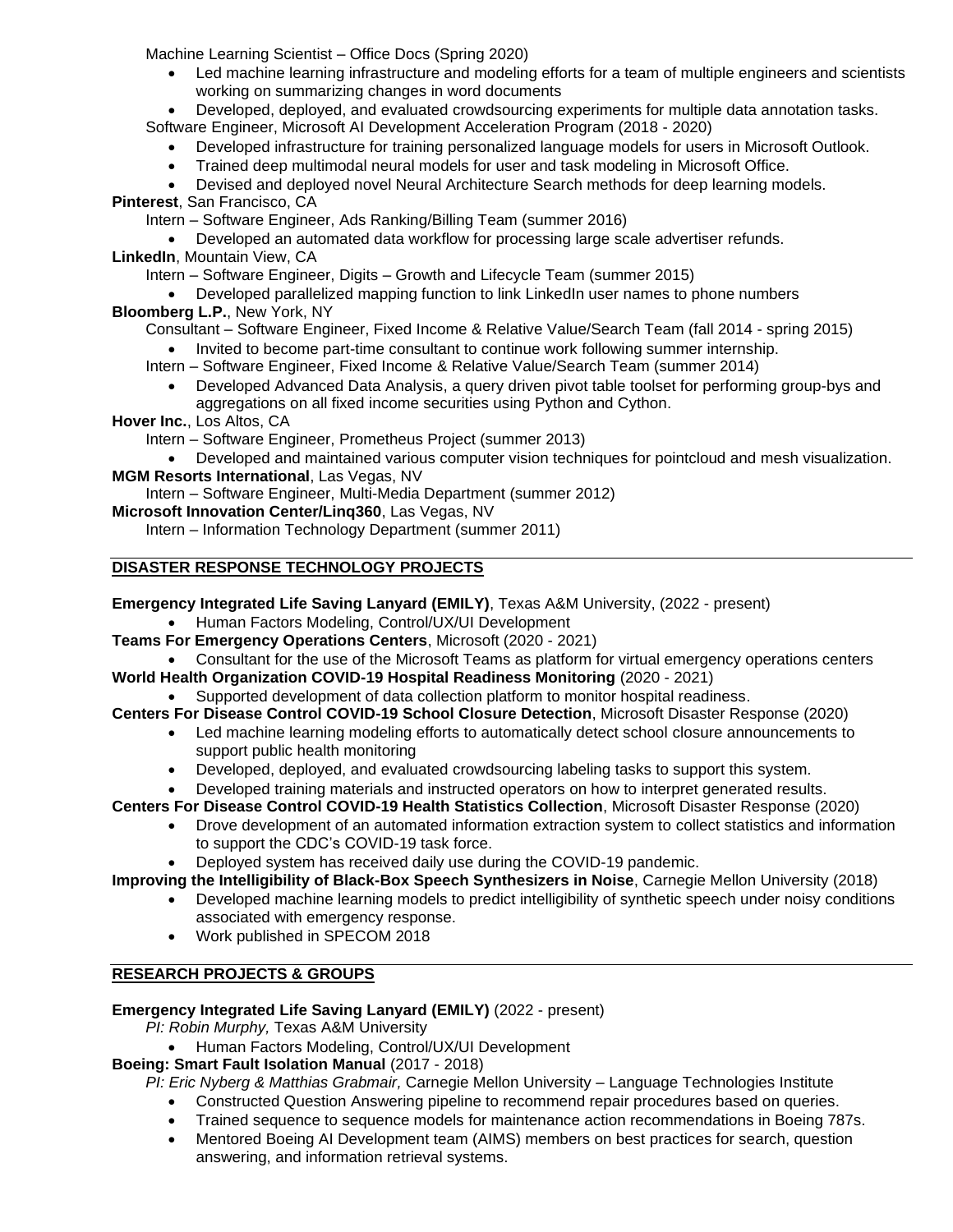Machine Learning Scientist – Office Docs (Spring 2020)

- Led machine learning infrastructure and modeling efforts for a team of multiple engineers and scientists working on summarizing changes in word documents
- Developed, deployed, and evaluated crowdsourcing experiments for multiple data annotation tasks.

Software Engineer, Microsoft AI Development Acceleration Program (2018 - 2020)

- Developed infrastructure for training personalized language models for users in Microsoft Outlook.
- Trained deep multimodal neural models for user and task modeling in Microsoft Office.
- Devised and deployed novel Neural Architecture Search methods for deep learning models.

**Pinterest**, San Francisco, CA

Intern – Software Engineer, Ads Ranking/Billing Team (summer 2016)

- Developed an automated data workflow for processing large scale advertiser refunds.

**LinkedIn**, Mountain View, CA

Intern – Software Engineer, Digits – Growth and Lifecycle Team (summer 2015)

- Developed parallelized mapping function to link LinkedIn user names to phone numbers

**Bloomberg L.P.**, New York, NY

Consultant – Software Engineer, Fixed Income & Relative Value/Search Team (fall 2014 - spring 2015)

- Invited to become part-time consultant to continue work following summer internship.

Intern – Software Engineer, Fixed Income & Relative Value/Search Team (summer 2014)

- Developed Advanced Data Analysis, a query driven pivot table toolset for performing group-bys and aggregations on all fixed income securities using Python and Cython.

**Hover Inc.**, Los Altos, CA

Intern – Software Engineer, Prometheus Project (summer 2013)

- Developed and maintained various computer vision techniques for pointcloud and mesh visualization.

**MGM Resorts International**, Las Vegas, NV

Intern – Software Engineer, Multi-Media Department (summer 2012)

**Microsoft Innovation Center/Linq360**, Las Vegas, NV

Intern – Information Technology Department (summer 2011)

## DISASTER RESPONSE TECHNOLOGY PROJECTS

**Emergency Integrated Life Saving Lanyard (EMILY)**, Texas A&M University, (2022 - present)

- Human Factors Modeling, Control/UX/UI Development

**Teams For Emergency Operations Centers**, Microsoft (2020 - 2021)

- Consultant for the use of the Microsoft Teams as platform for virtual emergency operations centers

**World Health Organization COVID-19 Hospital Readiness Monitoring** (2020 - 2021)

- Supported development of data collection platform to monitor hospital readiness.

**Centers For Disease Control COVID-19 School Closure Detection**, Microsoft Disaster Response (2020)

- Led machine learning modeling efforts to automatically detect school closure announcements to support public health monitoring
- Developed, deployed, and evaluated crowdsourcing labeling tasks to support this system.
- Developed training materials and instructed operators on how to interpret generated results.

**Centers For Disease Control COVID-19 Health Statistics Collection**, Microsoft Disaster Response (2020)

- Drove development of an automated information extraction system to collect statistics and information to support the CDC's COVID-19 task force.
- Deployed system has received daily use during the COVID-19 pandemic.

**Improving the Intelligibility of Black-Box Speech Synthesizers in Noise**, Carnegie Mellon University (2018)

- Developed machine learning models to predict intelligibility of synthetic speech under noisy conditions associated with emergency response.
- Work published in SPECOM 2018

## RESEARCH PROJECTS & GROUPS

**Emergency Integrated Life Saving Lanyard (EMILY)** (2022 - present)

*PI: Robin Murphy,* Texas A&M University

- Human Factors Modeling, Control/UX/UI Development

**Boeing: Smart Fault Isolation Manual** (2017 - 2018)

*PI: Eric Nyberg & Matthias Grabmair,* Carnegie Mellon University – Language Technologies Institute

- Constructed Question Answering pipeline to recommend repair procedures based on queries.
- Trained sequence to sequence models for maintenance action recommendations in Boeing 787s.
- Mentored Boeing AI Development team (AIMS) members on best practices for search, question answering, and information retrieval systems.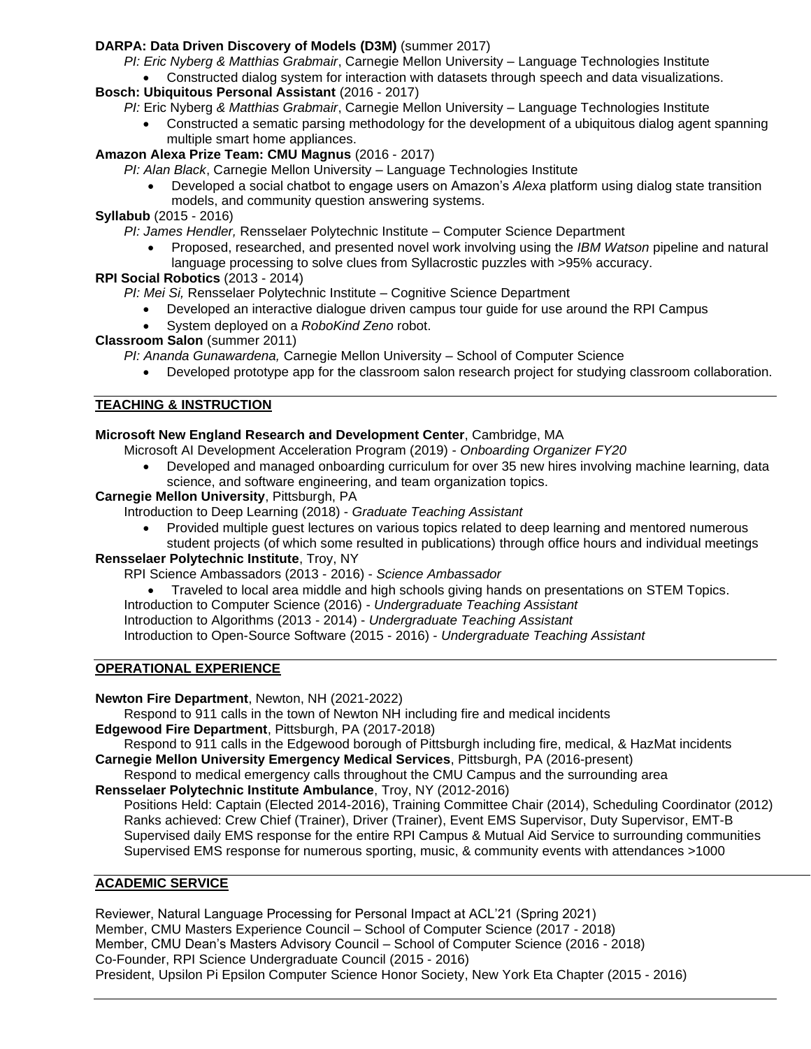**DARPA: Data Driven Discovery of Models (D3M)** (summer 2017)

*PI: Eric Nyberg & Matthias Grabmair*, Carnegie Mellon University – Language Technologies Institute

- Constructed dialog system for interaction with datasets through speech and data visualizations.

**Bosch: Ubiquitous Personal Assistant** (2016 - 2017)

*PI:* Eric Nyberg *& Matthias Grabmair*, Carnegie Mellon University – Language Technologies Institute

- Constructed a sematic parsing methodology for the development of a ubiquitous dialog agent spanning multiple smart home appliances.

**Amazon Alexa Prize Team: CMU Magnus** (2016 - 2017)

*PI: Alan Black*, Carnegie Mellon University – Language Technologies Institute

- Developed a social chatbot to engage users on Amazon's *Alexa* platform using dialog state transition models, and community question answering systems.

**Syllabub** (2015 - 2016)

*PI: James Hendler,* Rensselaer Polytechnic Institute – Computer Science Department

- Proposed, researched, and presented novel work involving using the *IBM Watson* pipeline and natural language processing to solve clues from Syllacrostic puzzles with >95% accuracy.

**RPI Social Robotics** (2013 - 2014)

*PI: Mei Si,* Rensselaer Polytechnic Institute – Cognitive Science Department

- Developed an interactive dialogue driven campus tour guide for use around the RPI Campus
- System deployed on a *RoboKind Zeno* robot.

**Classroom Salon** (summer 2011)

*PI: Ananda Gunawardena,* Carnegie Mellon University – School of Computer Science

- Developed prototype app for the classroom salon research project for studying classroom collaboration.

## TEACHING & INSTRUCTION

**Microsoft New England Research and Development Center**, Cambridge, MA

Microsoft AI Development Acceleration Program (2019) - *Onboarding Organizer FY20*

- Developed and managed onboarding curriculum for over 35 new hires involving machine learning, data science, and software engineering, and team organization topics.

**Carnegie Mellon University**, Pittsburgh, PA

Introduction to Deep Learning (2018) - *Graduate Teaching Assistant*

- Provided multiple guest lectures on various topics related to deep learning and mentored numerous student projects (of which some resulted in publications) through office hours and individual meetings

**Rensselaer Polytechnic Institute**, Troy, NY

RPI Science Ambassadors (2013 - 2016) - *Science Ambassador*

- Traveled to local area middle and high schools giving hands on presentations on STEM Topics.

Introduction to Computer Science (2016) - *Undergraduate Teaching Assistant*

Introduction to Algorithms (2013 - 2014) - *Undergraduate Teaching Assistant*

Introduction to Open-Source Software (2015 - 2016) - *Undergraduate Teaching Assistant*

## OPERATIONAL EXPERIENCE

**Newton Fire Department**, Newton, NH (2021-2022)

Respond to 911 calls in the town of Newton NH including fire and medical incidents

**Edgewood Fire Department**, Pittsburgh, PA (2017-2018)

Respond to 911 calls in the Edgewood borough of Pittsburgh including fire, medical, & HazMat incidents

**Carnegie Mellon University Emergency Medical Services**, Pittsburgh, PA (2016-present)

Respond to medical emergency calls throughout the CMU Campus and the surrounding area

**Rensselaer Polytechnic Institute Ambulance**, Troy, NY (2012-2016)

Positions Held: Captain (Elected 2014-2016), Training Committee Chair (2014), Scheduling Coordinator (2012)
Ranks achieved: Crew Chief (Trainer), Driver (Trainer), Event EMS Supervisor, Duty Supervisor, EMT-B
Supervised daily EMS response for the entire RPI Campus & Mutual Aid Service to surrounding communities
Supervised EMS response for numerous sporting, music, & community events with attendances >1000

## ACADEMIC SERVICE

Reviewer, Natural Language Processing for Personal Impact at ACL'21 (Spring 2021)
Member, CMU Masters Experience Council – School of Computer Science (2017 - 2018)
Member, CMU Dean's Masters Advisory Council – School of Computer Science (2016 - 2018)
Co-Founder, RPI Science Undergraduate Council (2015 - 2016)
President, Upsilon Pi Epsilon Computer Science Honor Society, New York Eta Chapter (2015 - 2016)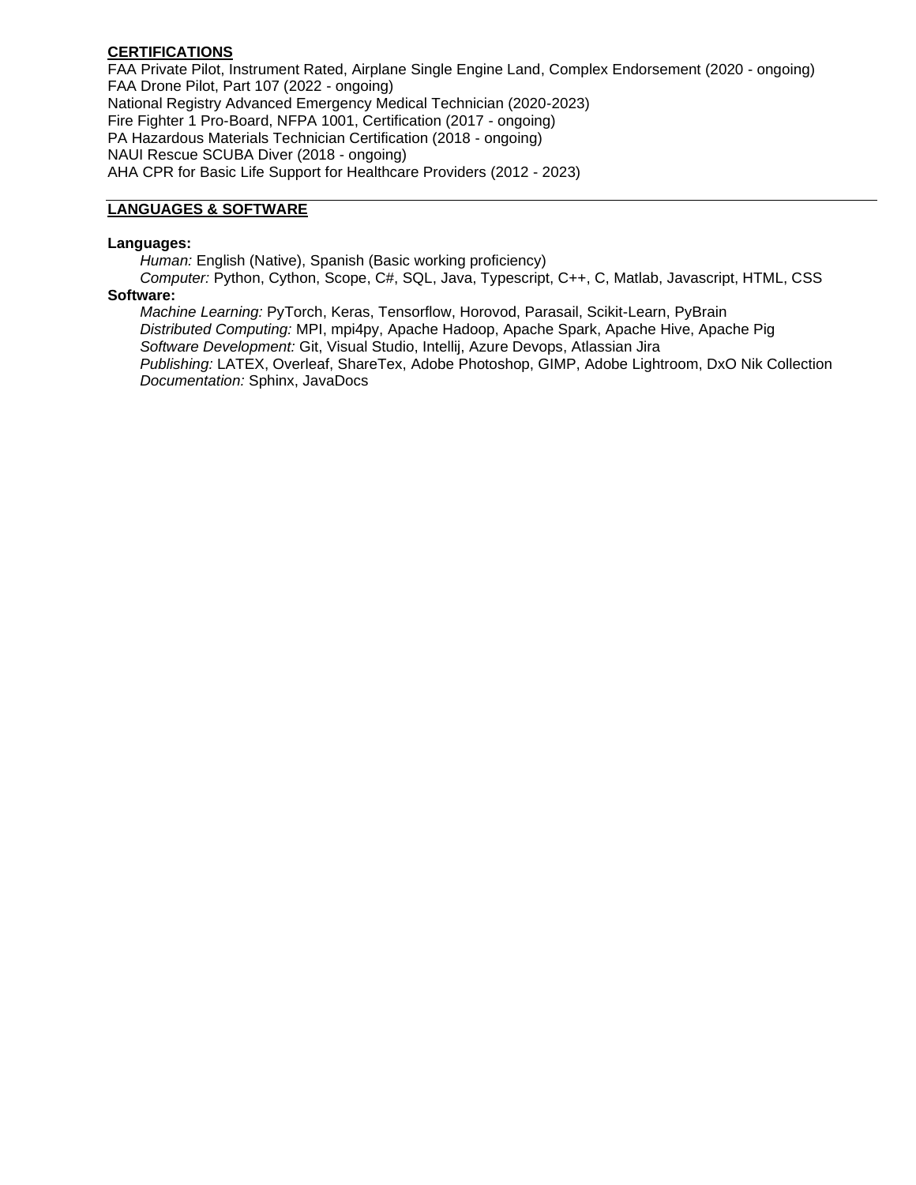## CERTIFICATIONS

FAA Private Pilot, Instrument Rated, Airplane Single Engine Land, Complex Endorsement (2020 - ongoing)
FAA Drone Pilot, Part 107 (2022 - ongoing)
National Registry Advanced Emergency Medical Technician (2020-2023)
Fire Fighter 1 Pro-Board, NFPA 1001, Certification (2017 - ongoing)
PA Hazardous Materials Technician Certification (2018 - ongoing)
NAUI Rescue SCUBA Diver (2018 - ongoing)
AHA CPR for Basic Life Support for Healthcare Providers (2012 - 2023)

## LANGUAGES & SOFTWARE

**Languages:**

*Human:* English (Native), Spanish (Basic working proficiency)
*Computer:* Python, Cython, Scope, C#, SQL, Java, Typescript, C++, C, Matlab, Javascript, HTML, CSS

**Software:**

*Machine Learning:* PyTorch, Keras, Tensorflow, Horovod, Parasail, Scikit-Learn, PyBrain
*Distributed Computing:* MPI, mpi4py, Apache Hadoop, Apache Spark, Apache Hive, Apache Pig
*Software Development:* Git, Visual Studio, Intellij, Azure Devops, Atlassian Jira
*Publishing:* LATEX, Overleaf, ShareTex, Adobe Photoshop, GIMP, Adobe Lightroom, DxO Nik Collection
*Documentation:* Sphinx, JavaDocs